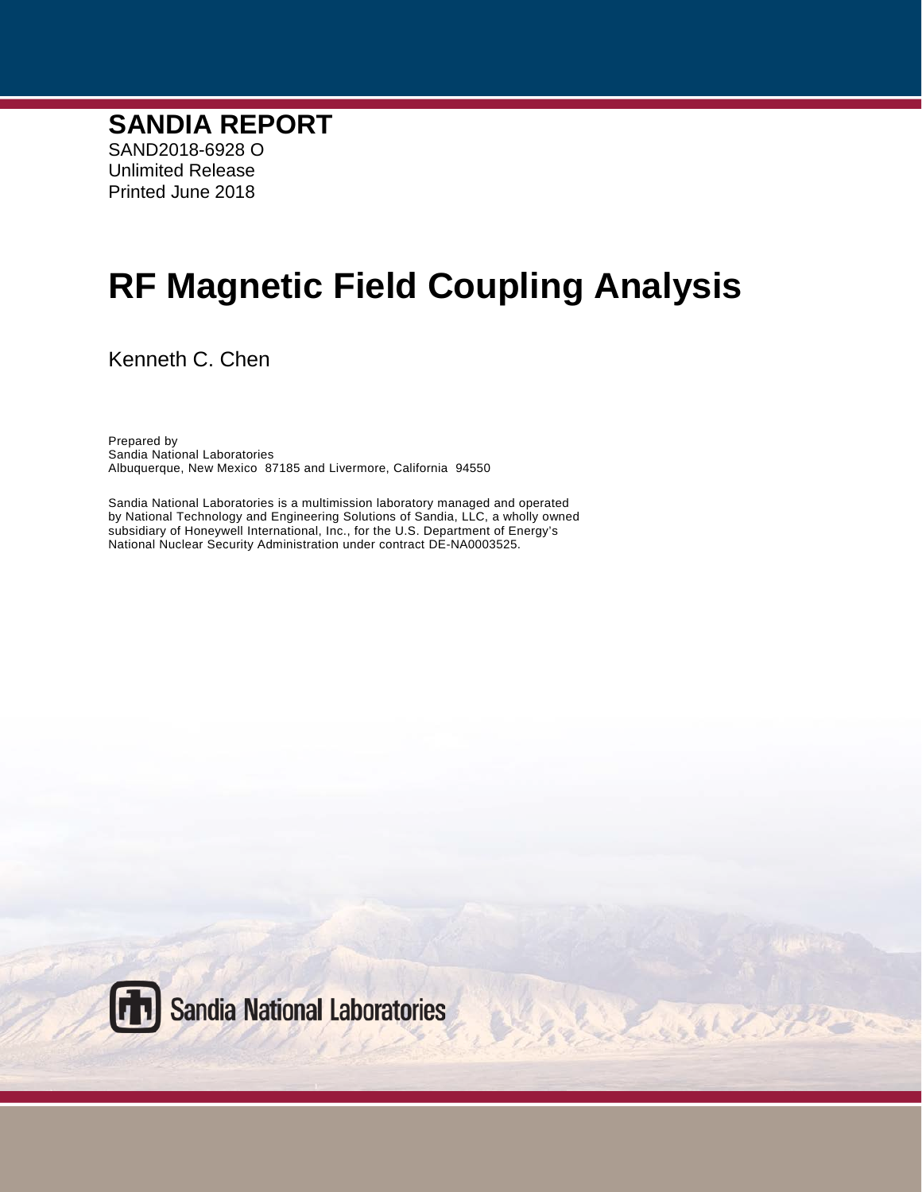**SANDIA REPORT**

SAND2018-6928 O
Unlimited Release
Printed June 2018

# RF Magnetic Field Coupling Analysis

Kenneth C. Chen

Prepared by
Sandia National Laboratories
Albuquerque, New Mexico 87185 and Livermore, California 94550

Sandia National Laboratories is a multimission laboratory managed and operated by National Technology and Engineering Solutions of Sandia, LLC, a wholly owned subsidiary of Honeywell International, Inc., for the U.S. Department of Energy's National Nuclear Security Administration under contract DE-NA0003525.

Sandia National Laboratories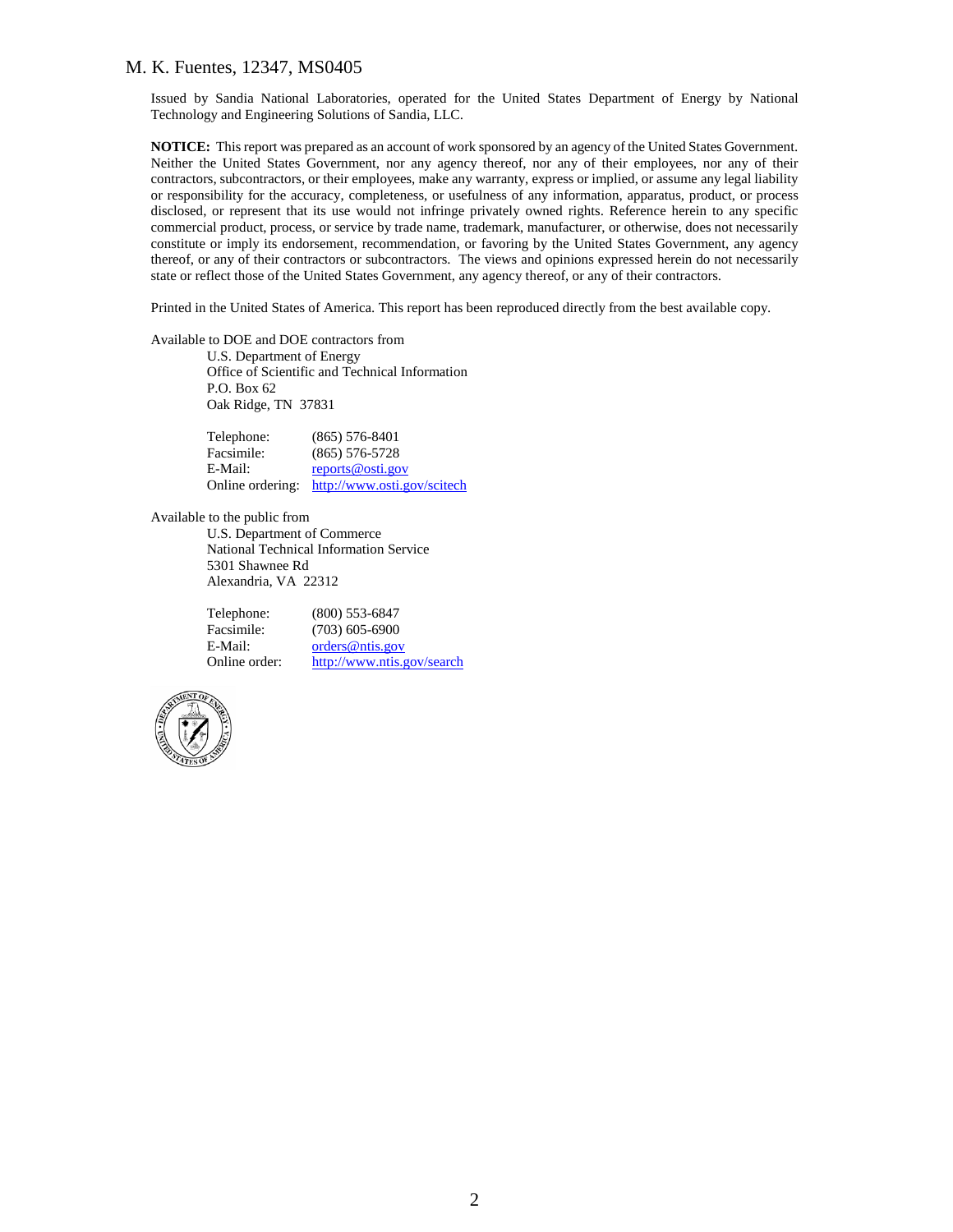M. K. Fuentes, 12347, MS0405

Issued by Sandia National Laboratories, operated for the United States Department of Energy by National Technology and Engineering Solutions of Sandia, LLC.

**NOTICE:** This report was prepared as an account of work sponsored by an agency of the United States Government. Neither the United States Government, nor any agency thereof, nor any of their employees, nor any of their contractors, subcontractors, or their employees, make any warranty, express or implied, or assume any legal liability or responsibility for the accuracy, completeness, or usefulness of any information, apparatus, product, or process disclosed, or represent that its use would not infringe privately owned rights. Reference herein to any specific commercial product, process, or service by trade name, trademark, manufacturer, or otherwise, does not necessarily constitute or imply its endorsement, recommendation, or favoring by the United States Government, any agency thereof, or any of their contractors or subcontractors. The views and opinions expressed herein do not necessarily state or reflect those of the United States Government, any agency thereof, or any of their contractors.

Printed in the United States of America. This report has been reproduced directly from the best available copy.

Available to DOE and DOE contractors from
U.S. Department of Energy
Office of Scientific and Technical Information
P.O. Box 62
Oak Ridge, TN 37831

Telephone: (865) 576-8401
Facsimile: (865) 576-5728
E-Mail: reports@osti.gov
Online ordering: http://www.osti.gov/scitech

Available to the public from
U.S. Department of Commerce
National Technical Information Service
5301 Shawnee Rd
Alexandria, VA 22312

Telephone: (800) 553-6847
Facsimile: (703) 605-6900
E-Mail: orders@ntis.gov
Online order: http://www.ntis.gov/search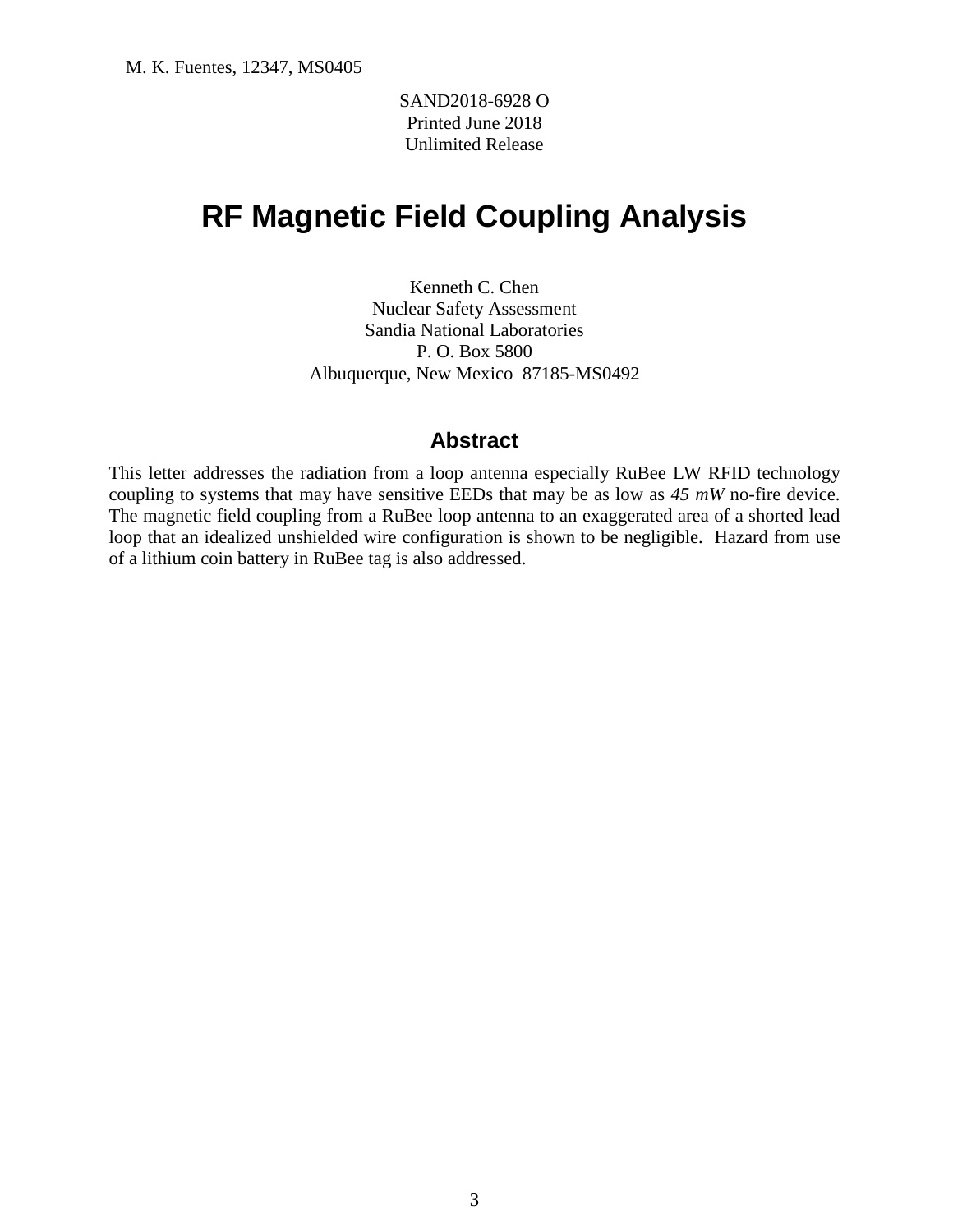M. K. Fuentes, 12347, MS0405

SAND2018-6928 O
Printed June 2018
Unlimited Release

# RF Magnetic Field Coupling Analysis

Kenneth C. Chen
Nuclear Safety Assessment
Sandia National Laboratories
P. O. Box 5800
Albuquerque, New Mexico 87185-MS0492

## Abstract

This letter addresses the radiation from a loop antenna especially RuBee LW RFID technology coupling to systems that may have sensitive EEDs that may be as low as *45 mW* no-fire device. The magnetic field coupling from a RuBee loop antenna to an exaggerated area of a shorted lead loop that an idealized unshielded wire configuration is shown to be negligible. Hazard from use of a lithium coin battery in RuBee tag is also addressed.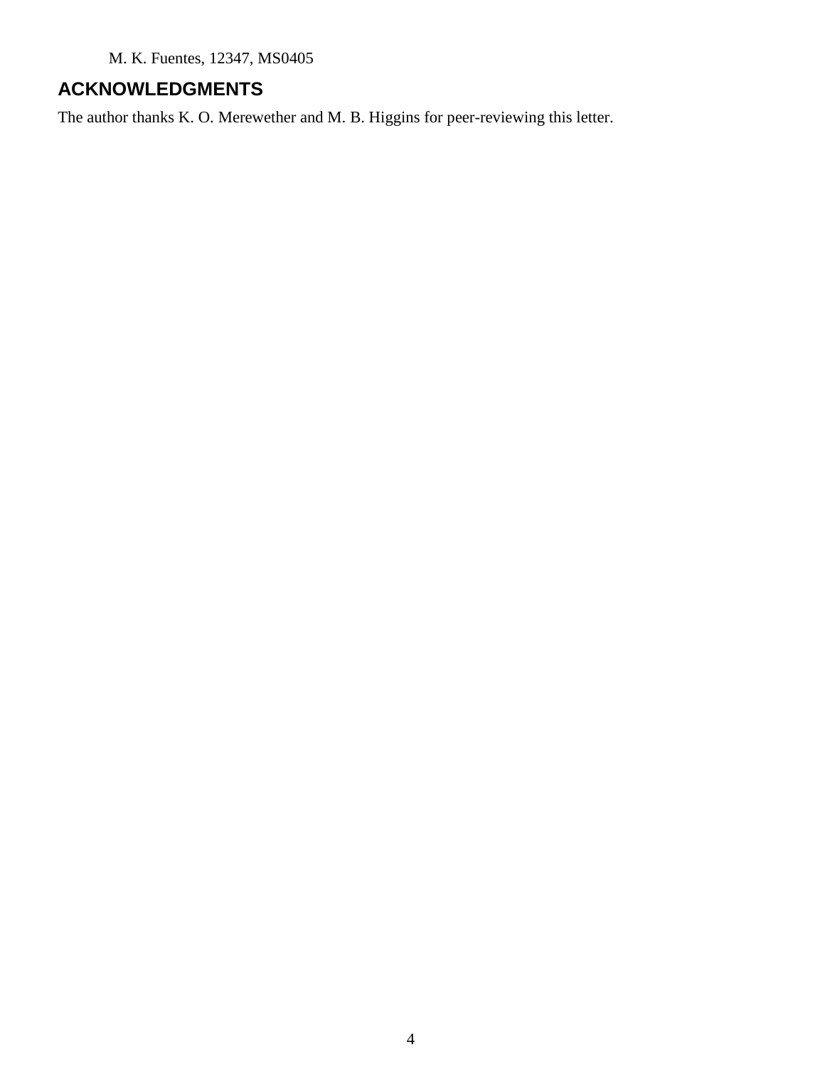M. K. Fuentes, 12347, MS0405

## ACKNOWLEDGMENTS

The author thanks K. O. Merewether and M. B. Higgins for peer-reviewing this letter.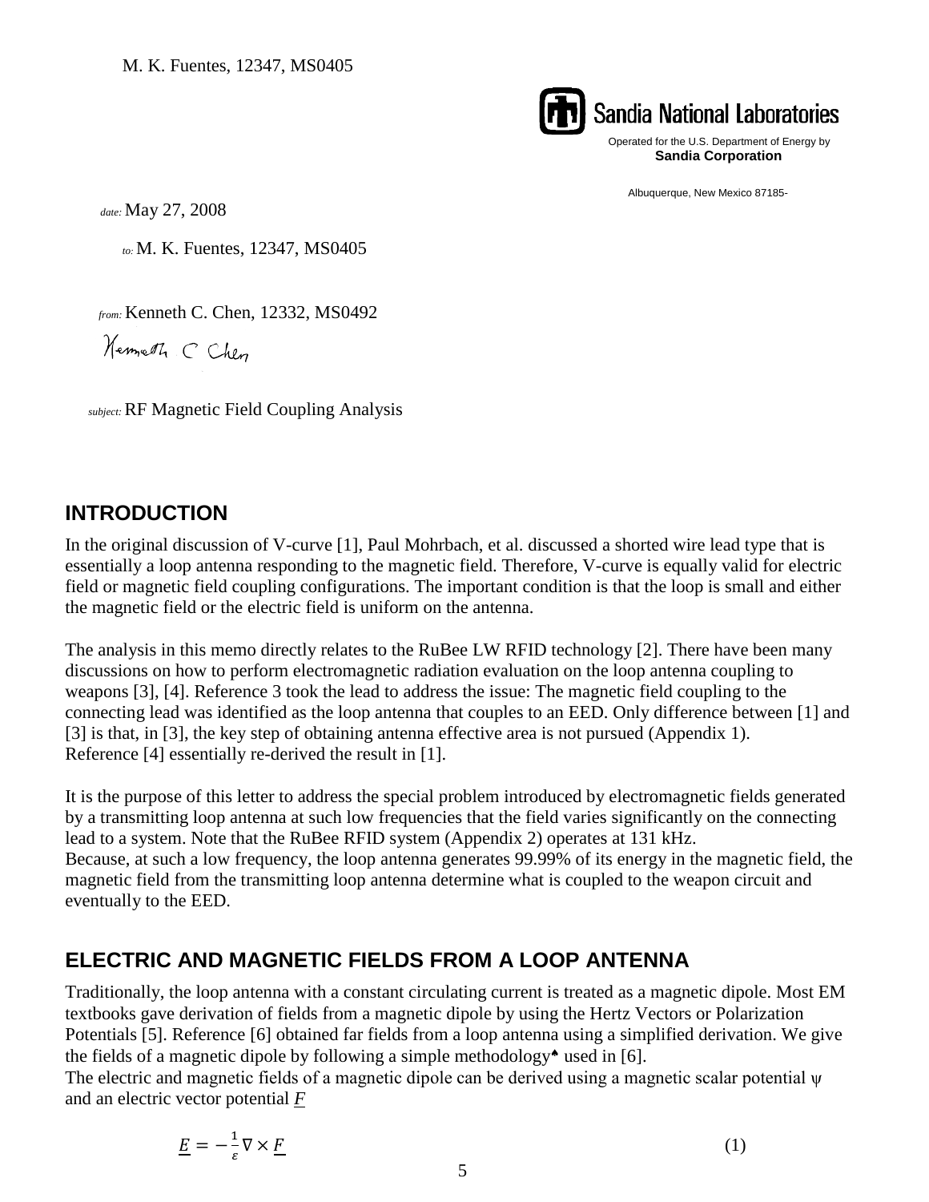M. K. Fuentes, 12347, MS0405

Sandia National Laboratories

Operated for the U.S. Department of Energy by
**Sandia Corporation**

Albuquerque, New Mexico 87185-

*date:* May 27, 2008

*to:* M. K. Fuentes, 12347, MS0405

*from:* Kenneth C. Chen, 12332, MS0492

*subject:* RF Magnetic Field Coupling Analysis

## INTRODUCTION

In the original discussion of V-curve [1], Paul Mohrbach, et al. discussed a shorted wire lead type that is essentially a loop antenna responding to the magnetic field. Therefore, V-curve is equally valid for electric field or magnetic field coupling configurations. The important condition is that the loop is small and either the magnetic field or the electric field is uniform on the antenna.

The analysis in this memo directly relates to the RuBee LW RFID technology [2]. There have been many discussions on how to perform electromagnetic radiation evaluation on the loop antenna coupling to weapons [3], [4]. Reference 3 took the lead to address the issue: The magnetic field coupling to the connecting lead was identified as the loop antenna that couples to an EED. Only difference between [1] and [3] is that, in [3], the key step of obtaining antenna effective area is not pursued (Appendix 1). Reference [4] essentially re-derived the result in [1].

It is the purpose of this letter to address the special problem introduced by electromagnetic fields generated by a transmitting loop antenna at such low frequencies that the field varies significantly on the connecting lead to a system. Note that the RuBee RFID system (Appendix 2) operates at 131 kHz.
Because, at such a low frequency, the loop antenna generates 99.99% of its energy in the magnetic field, the magnetic field from the transmitting loop antenna determine what is coupled to the weapon circuit and eventually to the EED.

## ELECTRIC AND MAGNETIC FIELDS FROM A LOOP ANTENNA

Traditionally, the loop antenna with a constant circulating current is treated as a magnetic dipole. Most EM textbooks gave derivation of fields from a magnetic dipole by using the Hertz Vectors or Polarization Potentials [5]. Reference [6] obtained far fields from a loop antenna using a simplified derivation. We give the fields of a magnetic dipole by following a simple methodology♠ used in [6].
The electric and magnetic fields of a magnetic dipole can be derived using a magnetic scalar potential $\psi$ and an electric vector potential $\underline{F}$

$$\underline{E} = -\frac{1}{\varepsilon}\nabla \times \underline{F} \tag{1}$$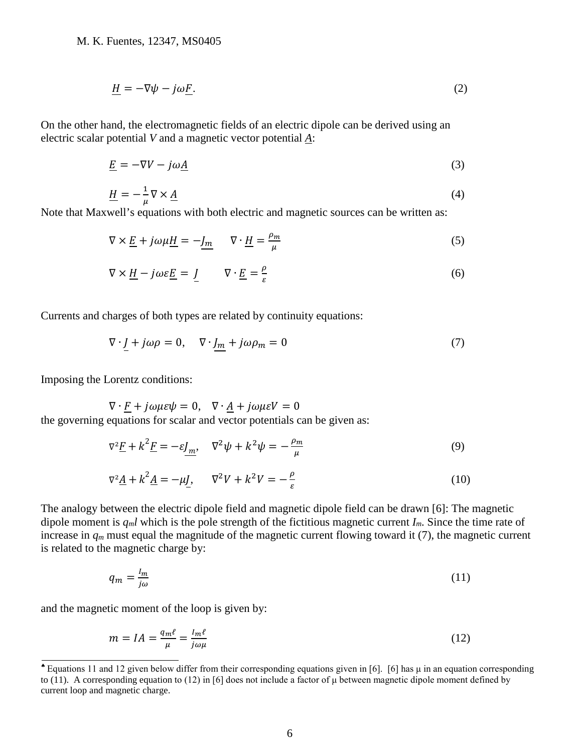$$\underline{H} = -\nabla\psi - j\omega\underline{F}. \tag{2}$$

On the other hand, the electromagnetic fields of an electric dipole can be derived using an electric scalar potential $V$ and a magnetic vector potential $\underline{A}$:

$$\underline{E} = -\nabla V - j\omega\underline{A} \tag{3}$$

$$\underline{H} = -\frac{1}{\mu}\nabla \times \underline{A} \tag{4}$$

Note that Maxwell's equations with both electric and magnetic sources can be written as:

$$\nabla \times \underline{E} + j\omega\mu\underline{H} = -\underline{J_m} \qquad \nabla \cdot \underline{H} = \frac{\rho_m}{\mu} \tag{5}$$

$$\nabla \times \underline{H} - j\omega\varepsilon\underline{E} = \underline{J} \qquad \nabla \cdot \underline{E} = \frac{\rho}{\varepsilon} \tag{6}$$

Currents and charges of both types are related by continuity equations:

$$\nabla \cdot \underline{J} + j\omega\rho = 0, \quad \nabla \cdot \underline{J_m} + j\omega\rho_m = 0 \tag{7}$$

Imposing the Lorentz conditions:

$$\nabla \cdot \underline{F} + j\omega\mu\varepsilon\psi = 0, \quad \nabla \cdot \underline{A} + j\omega\mu\varepsilon V = 0$$

the governing equations for scalar and vector potentials can be given as:

$$\nabla^2\underline{F} + k^2\underline{F} = -\varepsilon\underline{J_m}, \quad \nabla^2\psi + k^2\psi = -\frac{\rho_m}{\mu} \tag{9}$$

$$\nabla^2\underline{A} + k^2\underline{A} = -\mu\underline{J}, \quad \nabla^2 V + k^2 V = -\frac{\rho}{\varepsilon} \tag{10}$$

The analogy between the electric dipole field and magnetic dipole field can be drawn [6]: The magnetic dipole moment is $q_m l$ which is the pole strength of the fictitious magnetic current $I_m$. Since the time rate of increase in $q_m$ must equal the magnitude of the magnetic current flowing toward it (7), the magnetic current is related to the magnetic charge by:

$$q_m = \frac{I_m}{j\omega} \tag{11}$$

and the magnetic moment of the loop is given by:

$$m = IA = \frac{q_m\ell}{\mu} = \frac{I_m\ell}{j\omega\mu} \tag{12}$$

♠ Equations 11 and 12 given below differ from their corresponding equations given in [6]. [6] has μ in an equation corresponding to (11). A corresponding equation to (12) in [6] does not include a factor of μ between magnetic dipole moment defined by current loop and magnetic charge.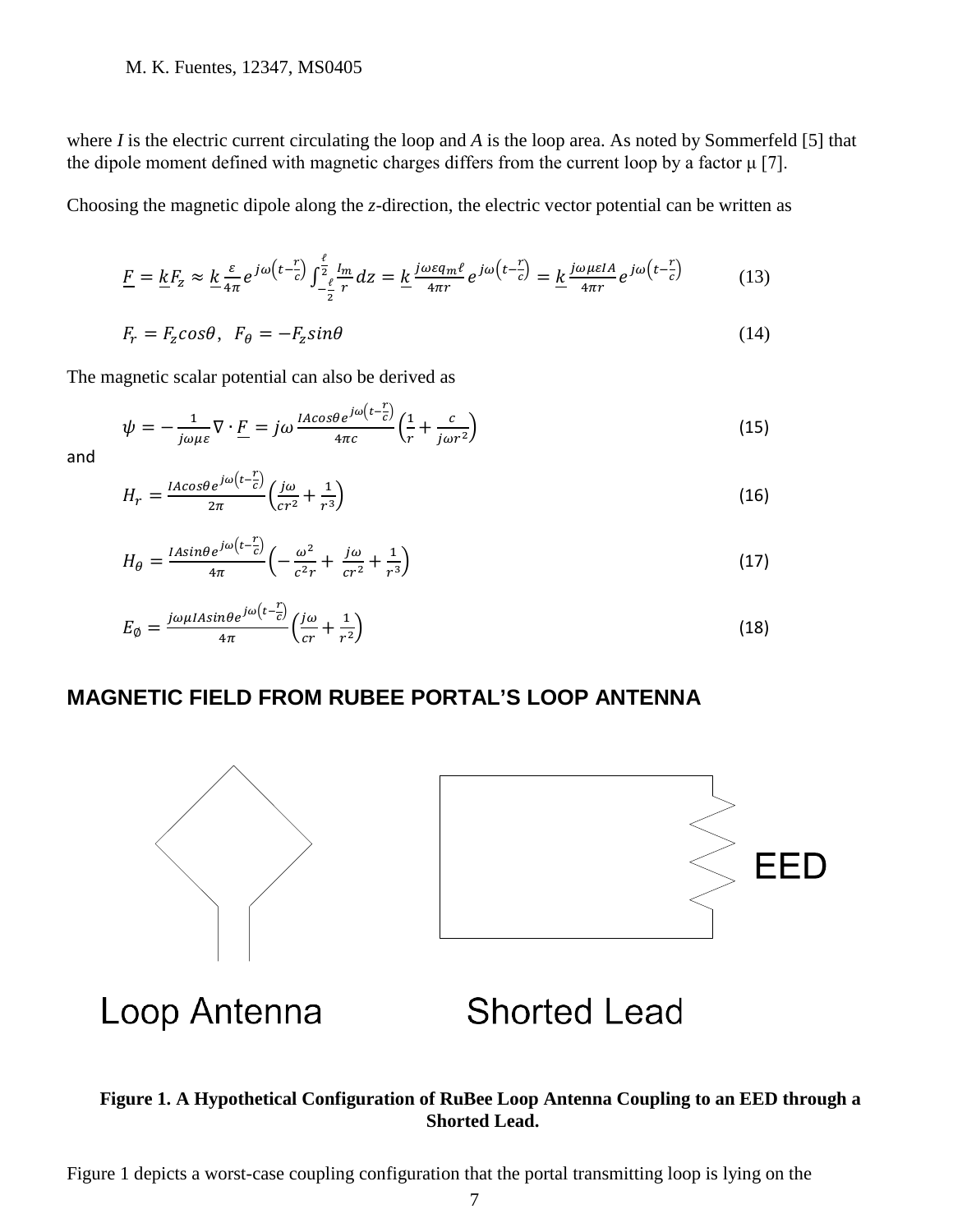where *I* is the electric current circulating the loop and *A* is the loop area. As noted by Sommerfeld [5] that the dipole moment defined with magnetic charges differs from the current loop by a factor μ [7].

Choosing the magnetic dipole along the *z*-direction, the electric vector potential can be written as

$$\underline{F} = \underline{k} F_z \approx \underline{k}\,\frac{\varepsilon}{4\pi} e^{j\omega\left(t-\frac{r}{c}\right)} \int_{-\frac{\ell}{2}}^{\frac{\ell}{2}} \frac{I_m}{r} dz = \underline{k}\,\frac{j\omega\varepsilon q_m \ell}{4\pi r} e^{j\omega\left(t-\frac{r}{c}\right)} = \underline{k}\,\frac{j\omega\mu\varepsilon I A}{4\pi r} e^{j\omega\left(t-\frac{r}{c}\right)} \tag{13}$$

$$F_r = F_z cos\theta, \;\; F_\theta = -F_z sin\theta \tag{14}$$

The magnetic scalar potential can also be derived as

$$\psi = -\frac{1}{j\omega\mu\varepsilon} \nabla \cdot \underline{F} = j\omega \frac{IA cos\theta e^{j\omega\left(t-\frac{r}{c}\right)}}{4\pi c} \left(\frac{1}{r} + \frac{c}{j\omega r^2}\right) \tag{15}$$

and

$$H_r = \frac{IA cos\theta e^{j\omega\left(t-\frac{r}{c}\right)}}{2\pi} \left(\frac{j\omega}{c r^2} + \frac{1}{r^3}\right) \tag{16}$$

$$H_\theta = \frac{IA sin\theta e^{j\omega\left(t-\frac{r}{c}\right)}}{4\pi} \left(-\frac{\omega^2}{c^2 r} + \frac{j\omega}{c r^2} + \frac{1}{r^3}\right) \tag{17}$$

$$E_\phi = \frac{j\omega\mu IA sin\theta e^{j\omega\left(t-\frac{r}{c}\right)}}{4\pi} \left(\frac{j\omega}{c r} + \frac{1}{r^2}\right) \tag{18}$$

## MAGNETIC FIELD FROM RUBEE PORTAL'S LOOP ANTENNA

Loop Antenna    Shorted Lead    EED

**Figure 1. A Hypothetical Configuration of RuBee Loop Antenna Coupling to an EED through a Shorted Lead.**

Figure 1 depicts a worst-case coupling configuration that the portal transmitting loop is lying on the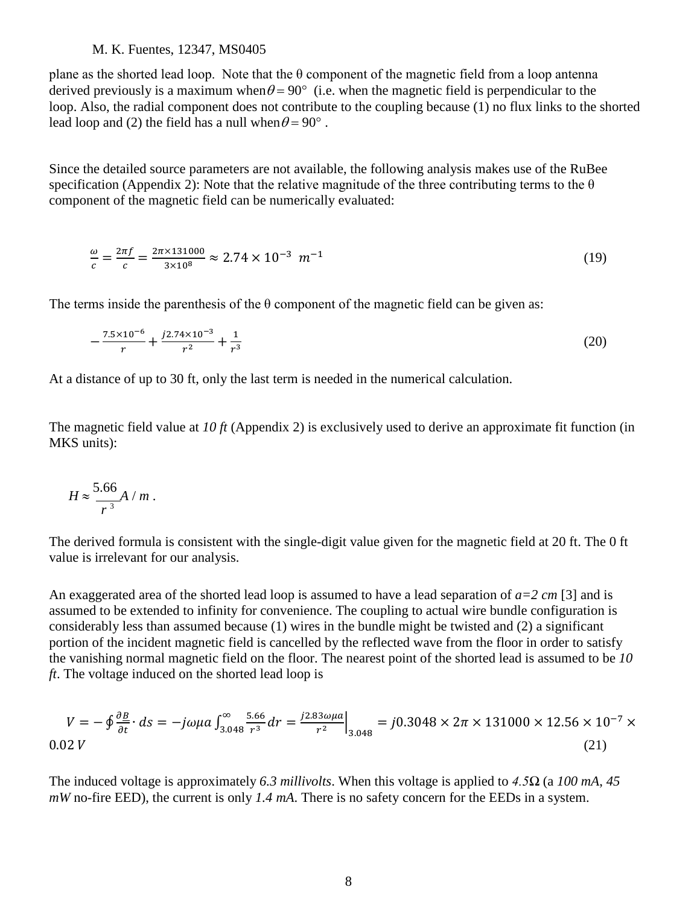plane as the shorted lead loop. Note that the θ component of the magnetic field from a loop antenna derived previously is a maximum when $\theta = 90°$ (i.e. when the magnetic field is perpendicular to the loop. Also, the radial component does not contribute to the coupling because (1) no flux links to the shorted lead loop and (2) the field has a null when $\theta = 90°$.

Since the detailed source parameters are not available, the following analysis makes use of the RuBee specification (Appendix 2): Note that the relative magnitude of the three contributing terms to the θ component of the magnetic field can be numerically evaluated:

$$\frac{\omega}{c} = \frac{2\pi f}{c} = \frac{2\pi \times 131000}{3 \times 10^8} \approx 2.74 \times 10^{-3} \ m^{-1} \tag{19}$$

The terms inside the parenthesis of the θ component of the magnetic field can be given as:

$$-\frac{7.5 \times 10^{-6}}{r} + \frac{j2.74 \times 10^{-3}}{r^2} + \frac{1}{r^3} \tag{20}$$

At a distance of up to 30 ft, only the last term is needed in the numerical calculation.

The magnetic field value at *10 ft* (Appendix 2) is exclusively used to derive an approximate fit function (in MKS units):

$$H \approx \frac{5.66}{r^3} A/m .$$

The derived formula is consistent with the single-digit value given for the magnetic field at 20 ft. The 0 ft value is irrelevant for our analysis.

An exaggerated area of the shorted lead loop is assumed to have a lead separation of *a=2 cm* [3] and is assumed to be extended to infinity for convenience. The coupling to actual wire bundle configuration is considerably less than assumed because (1) wires in the bundle might be twisted and (2) a significant portion of the incident magnetic field is cancelled by the reflected wave from the floor in order to satisfy the vanishing normal magnetic field on the floor. The nearest point of the shorted lead is assumed to be *10 ft*. The voltage induced on the shorted lead loop is

$$V = -\oint \frac{\partial B}{\partial t} \cdot ds = -j\omega\mu a \int_{3.048}^{\infty} \frac{5.66}{r^3} dr = \left. \frac{j2.83\omega\mu a}{r^2} \right|_{3.048} = j0.3048 \times 2\pi \times 131000 \times 12.56 \times 10^{-7} \times 0.02\, V \tag{21}$$

The induced voltage is approximately *6.3 millivolts*. When this voltage is applied to *4.5Ω* (a *100 mA, 45 mW* no-fire EED), the current is only *1.4 mA*. There is no safety concern for the EEDs in a system.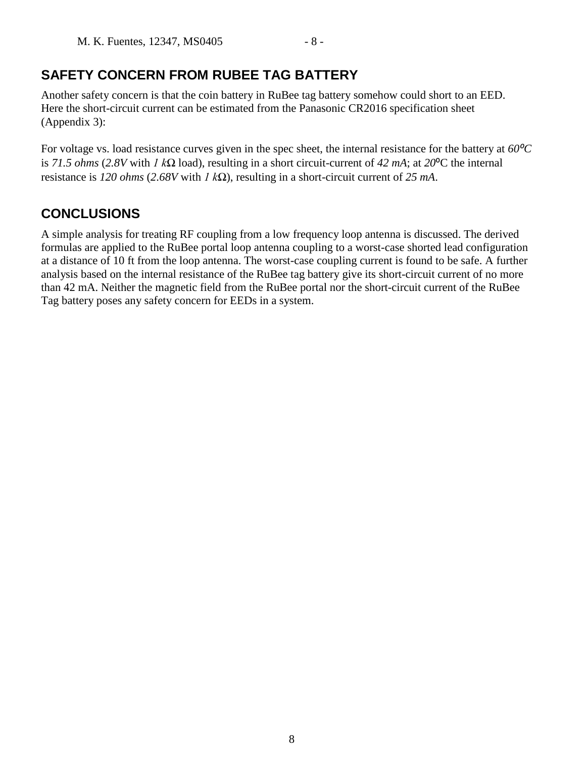## SAFETY CONCERN FROM RUBEE TAG BATTERY

Another safety concern is that the coin battery in RuBee tag battery somehow could short to an EED. Here the short-circuit current can be estimated from the Panasonic CR2016 specification sheet (Appendix 3):

For voltage vs. load resistance curves given in the spec sheet, the internal resistance for the battery at *60ºC* is *71.5 ohms* (*2.8V* with *1 k*Ω load), resulting in a short circuit-current of *42 mA*; at *20*ºC the internal resistance is *120 ohms* (*2.68V* with *1 k*Ω), resulting in a short-circuit current of *25 mA*.

## CONCLUSIONS

A simple analysis for treating RF coupling from a low frequency loop antenna is discussed. The derived formulas are applied to the RuBee portal loop antenna coupling to a worst-case shorted lead configuration at a distance of 10 ft from the loop antenna. The worst-case coupling current is found to be safe. A further analysis based on the internal resistance of the RuBee tag battery give its short-circuit current of no more than 42 mA. Neither the magnetic field from the RuBee portal nor the short-circuit current of the RuBee Tag battery poses any safety concern for EEDs in a system.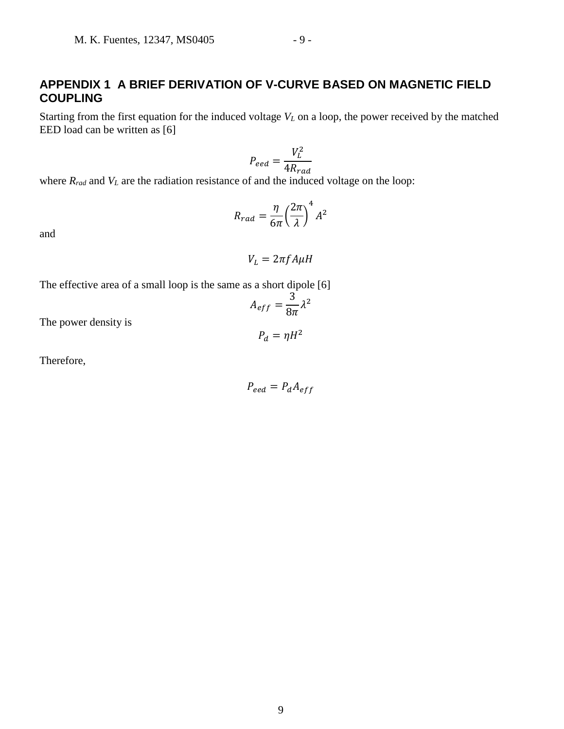## APPENDIX 1 A BRIEF DERIVATION OF V-CURVE BASED ON MAGNETIC FIELD COUPLING

Starting from the first equation for the induced voltage $V_L$ on a loop, the power received by the matched EED load can be written as [6]

$$P_{eed} = \frac{V_L^2}{4R_{rad}}$$

where $R_{rad}$ and $V_L$ are the radiation resistance of and the induced voltage on the loop:

$$R_{rad} = \frac{\eta}{6\pi}\left(\frac{2\pi}{\lambda}\right)^4 A^2$$

and

$$V_L = 2\pi f A\mu H$$

The effective area of a small loop is the same as a short dipole [6]

$$A_{eff} = \frac{3}{8\pi}\lambda^2$$

The power density is

$$P_d = \eta H^2$$

Therefore,

$$P_{eed} = P_d A_{eff}$$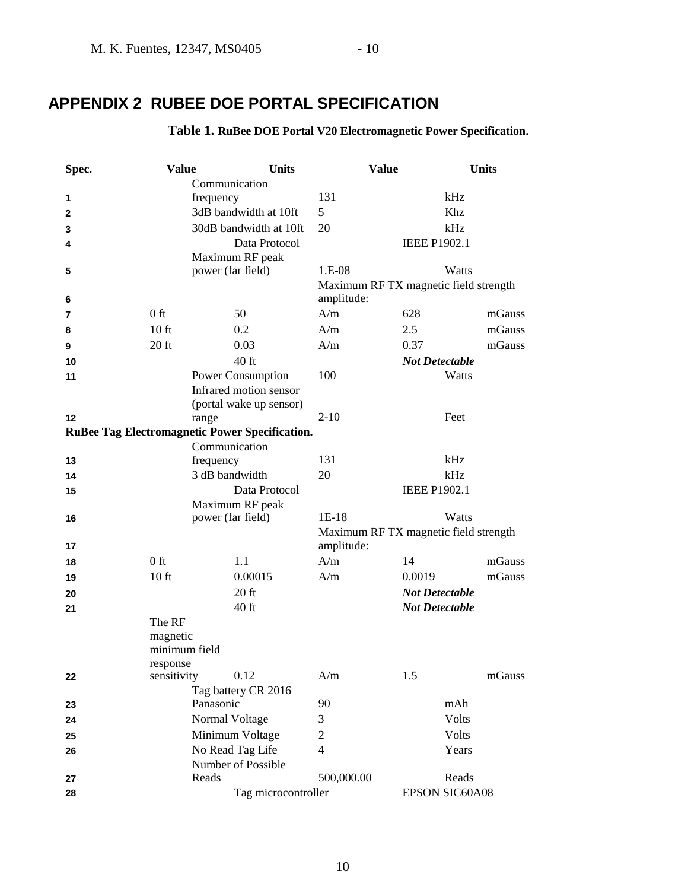## APPENDIX 2 RUBEE DOE PORTAL SPECIFICATION

**Table 1. RuBee DOE Portal V20 Electromagnetic Power Specification.**

| Spec. | Value | Units | Value | Units | |
|---|---|---|---|---|---|
| 1 | | Communication frequency | 131 | kHz | |
| 2 | | 3dB bandwidth at 10ft | 5 | Khz | |
| 3 | | 30dB bandwidth at 10ft | 20 | kHz | |
| 4 | | Data Protocol | | IEEE P1902.1 | |
| 5 | | Maximum RF peak power (far field) | 1.E-08 | Watts | |
| 6 | | | Maximum RF TX magnetic field strength amplitude: | | |
| 7 | 0 ft | 50 | A/m | 628 | mGauss |
| 8 | 10 ft | 0.2 | A/m | 2.5 | mGauss |
| 9 | 20 ft | 0.03 | A/m | 0.37 | mGauss |
| 10 | | 40 ft | | ***Not Detectable*** | |
| 11 | | Power Consumption | 100 | Watts | |
| 12 | | Infrared motion sensor (portal wake up sensor) range | 2-10 | Feet | |
| **RuBee Tag Electromagnetic Power Specification.** | | | | | |
| 13 | | Communication frequency | 131 | kHz | |
| 14 | | 3 dB bandwidth | 20 | kHz | |
| 15 | | Data Protocol | | IEEE P1902.1 | |
| 16 | | Maximum RF peak power (far field) | 1E-18 | Watts | |
| 17 | | | Maximum RF TX magnetic field strength amplitude: | | |
| 18 | 0 ft | 1.1 | A/m | 14 | mGauss |
| 19 | 10 ft | 0.00015 | A/m | 0.0019 | mGauss |
| 20 | | 20 ft | | ***Not Detectable*** | |
| 21 | | 40 ft | | ***Not Detectable*** | |
| 22 | The RF magnetic minimum field response sensitivity | 0.12 | A/m | 1.5 | mGauss |
| 23 | | Tag battery CR 2016 Panasonic | 90 | mAh | |
| 24 | | Normal Voltage | 3 | Volts | |
| 25 | | Minimum Voltage | 2 | Volts | |
| 26 | | No Read Tag Life | 4 | Years | |
| 27 | | Number of Possible Reads | 500,000.00 | Reads | |
| 28 | | Tag microcontroller | | EPSON SIC60A08 | |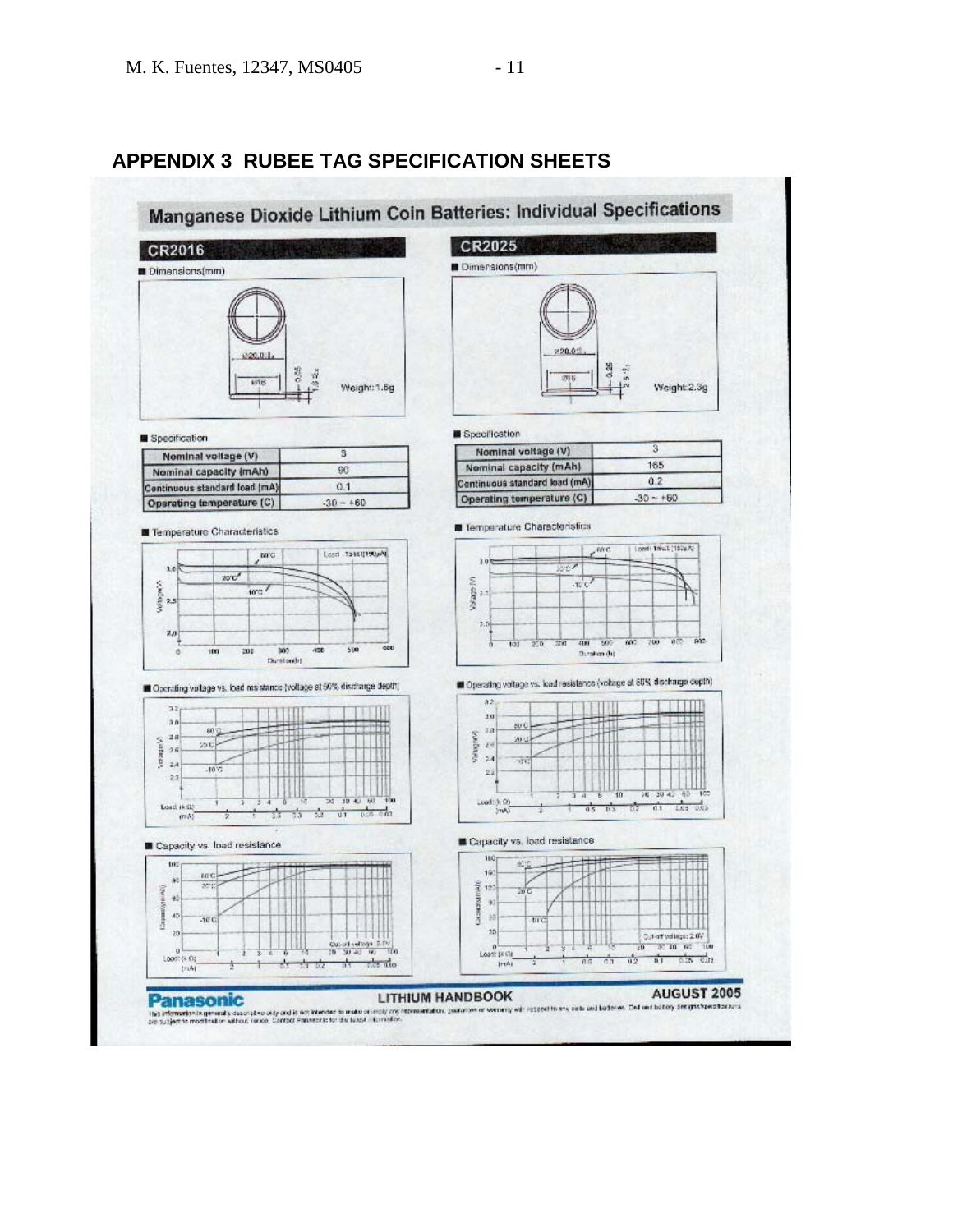## APPENDIX 3 RUBEE TAG SPECIFICATION SHEETS

# Manganese Dioxide Lithium Coin Batteries: Individual Specifications

## CR2016

■ Dimensions(mm)

Weight: 1.8g

■ Specification

| Nominal voltage (V) | 3 |
|---|---|
| Nominal capacity (mAh) | 90 |
| Continuous standard load (mA) | 0.1 |
| Operating temperature (C) | -30 ~ +60 |

■ Temperature Characteristics

■ Operating voltage vs. load resistance (voltage at 50% discharge depth)

■ Capacity vs. load resistance

## CR2025

■ Dimensions(mm)

Weight: 2.3g

■ Specification

| Nominal voltage (V) | 3 |
|---|---|
| Nominal capacity (mAh) | 165 |
| Continuous standard load (mA) | 0.2 |
| Operating temperature (C) | -30 ~ +60 |

■ Temperature Characteristics

■ Operating voltage vs. load resistance (voltage at 50% discharge depth)

■ Capacity vs. load resistance

**Panasonic** LITHIUM HANDBOOK AUGUST 2005

This information is generally descriptive only and is not intended to make or imply any representation, guarantee or warranty with respect to any cells and batteries. Cell and battery designs/specifications are subject to modification without notice. Contact Panasonic for the latest information.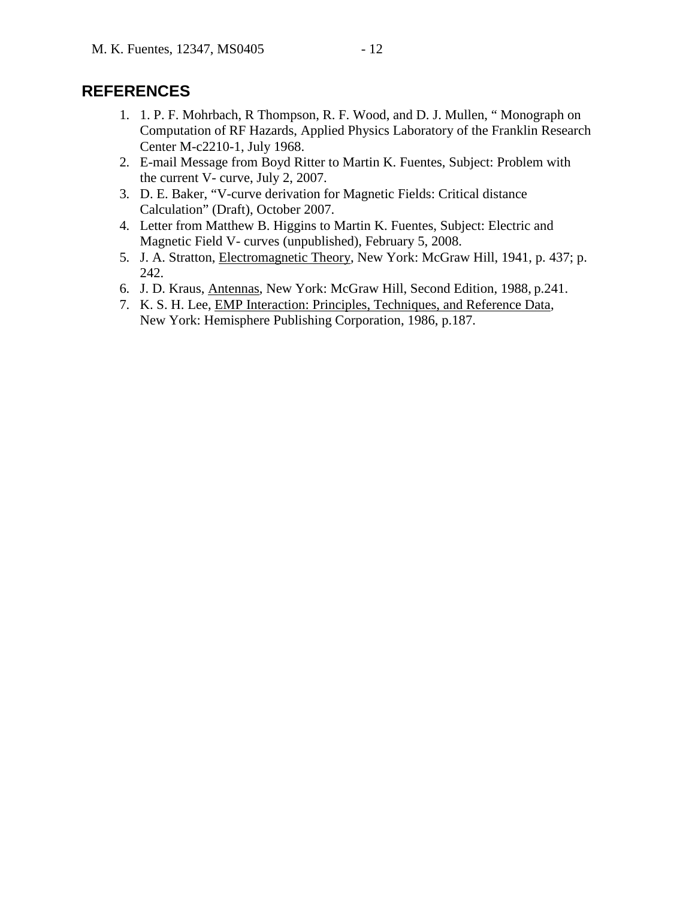## REFERENCES

1. 1. P. F. Mohrbach, R Thompson, R. F. Wood, and D. J. Mullen, " Monograph on Computation of RF Hazards, Applied Physics Laboratory of the Franklin Research Center M-c2210-1, July 1968.
2. E-mail Message from Boyd Ritter to Martin K. Fuentes, Subject: Problem with the current V- curve, July 2, 2007.
3. D. E. Baker, "V-curve derivation for Magnetic Fields: Critical distance Calculation" (Draft), October 2007.
4. Letter from Matthew B. Higgins to Martin K. Fuentes, Subject: Electric and Magnetic Field V- curves (unpublished), February 5, 2008.
5. J. A. Stratton, Electromagnetic Theory, New York: McGraw Hill, 1941, p. 437; p. 242.
6. J. D. Kraus, Antennas, New York: McGraw Hill, Second Edition, 1988, p.241.
7. K. S. H. Lee, EMP Interaction: Principles, Techniques, and Reference Data, New York: Hemisphere Publishing Corporation, 1986, p.187.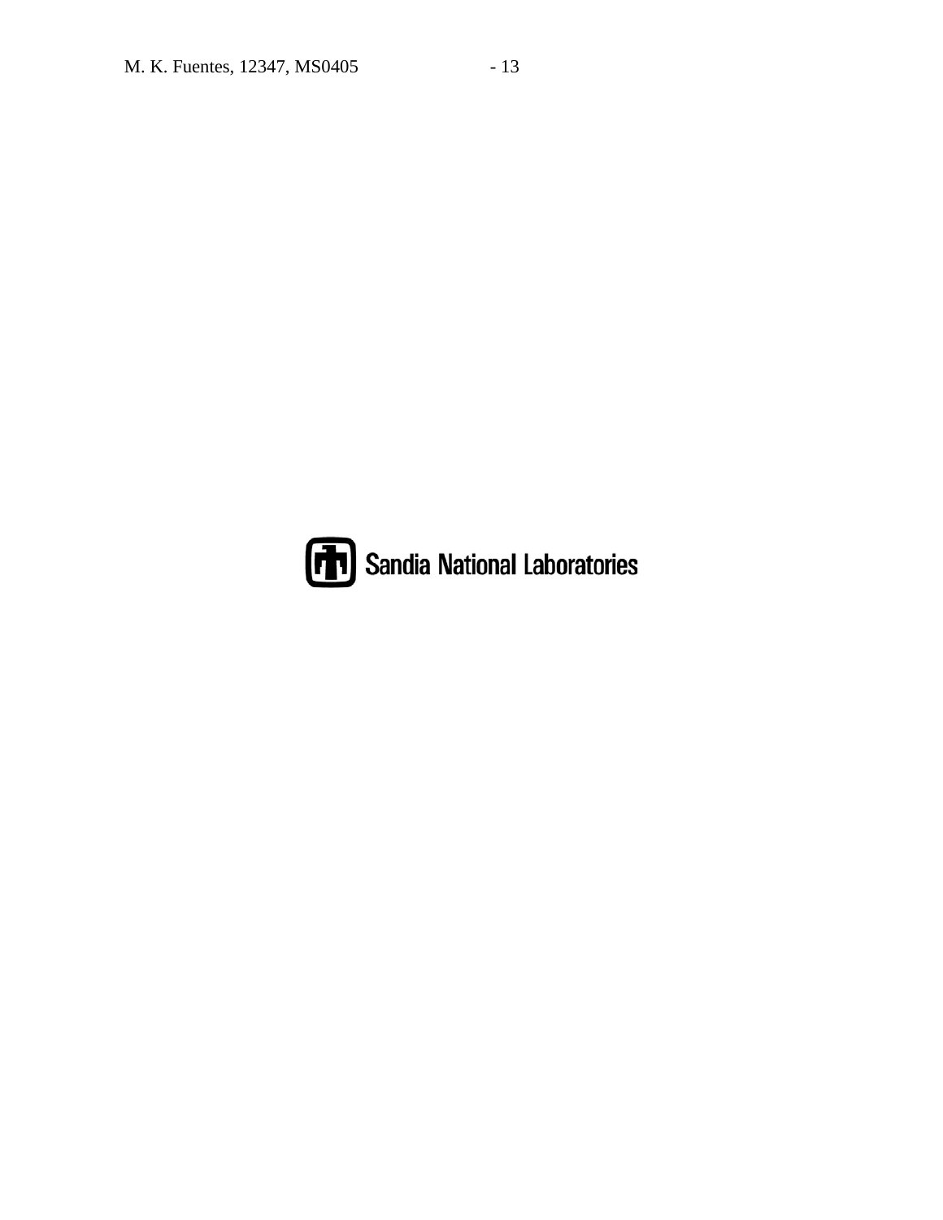M. K. Fuentes, 12347, MS0405

Sandia National Laboratories